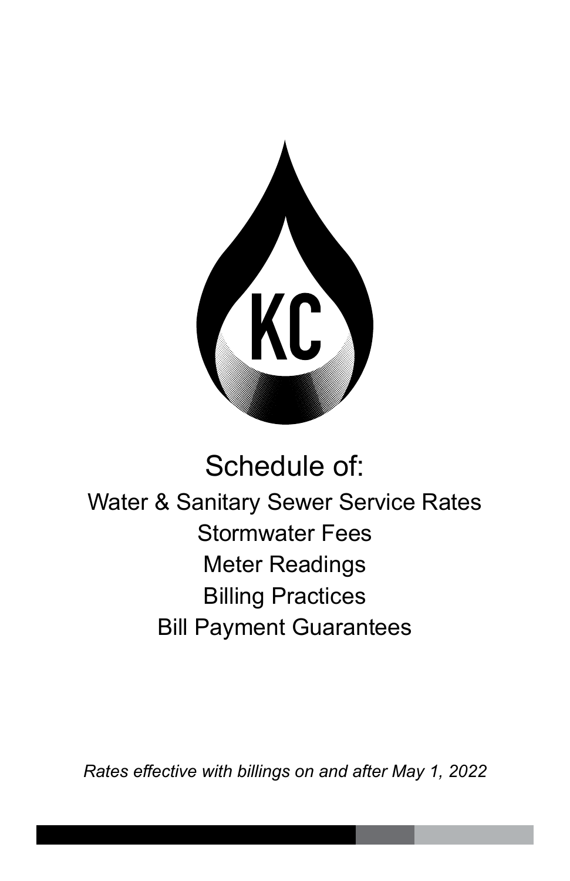KC

# Schedule of:

## Water & Sanitary Sewer Service Rates
## Stormwater Fees
## Meter Readings
## Billing Practices
## Bill Payment Guarantees

*Rates effective with billings on and after May 1, 2022*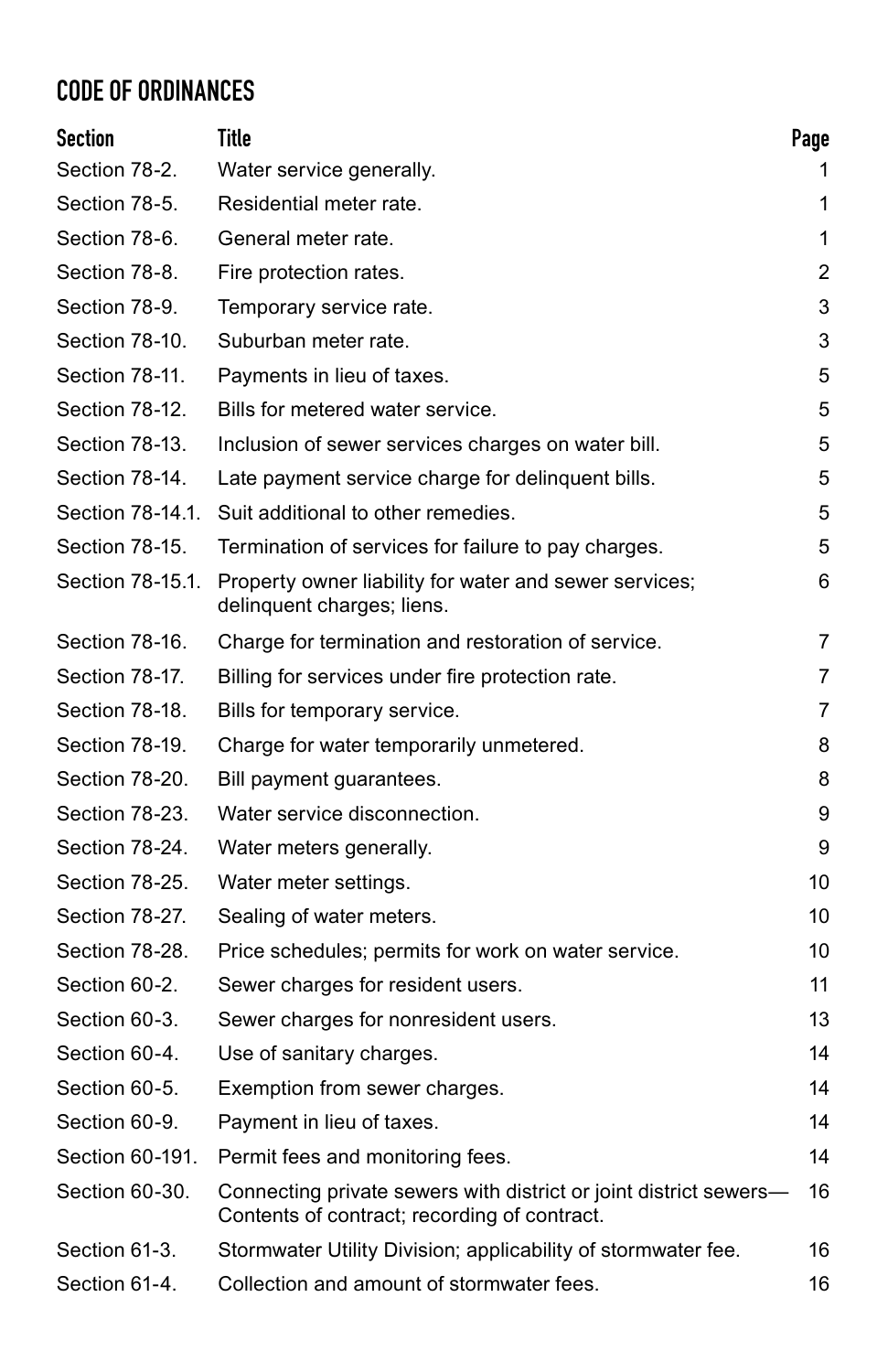## CODE OF ORDINANCES

| Section | Title | Page |
|---|---|---|
| Section 78-2. | Water service generally. | 1 |
| Section 78-5. | Residential meter rate. | 1 |
| Section 78-6. | General meter rate. | 1 |
| Section 78-8. | Fire protection rates. | 2 |
| Section 78-9. | Temporary service rate. | 3 |
| Section 78-10. | Suburban meter rate. | 3 |
| Section 78-11. | Payments in lieu of taxes. | 5 |
| Section 78-12. | Bills for metered water service. | 5 |
| Section 78-13. | Inclusion of sewer services charges on water bill. | 5 |
| Section 78-14. | Late payment service charge for delinquent bills. | 5 |
| Section 78-14.1. | Suit additional to other remedies. | 5 |
| Section 78-15. | Termination of services for failure to pay charges. | 5 |
| Section 78-15.1. | Property owner liability for water and sewer services; delinquent charges; liens. | 6 |
| Section 78-16. | Charge for termination and restoration of service. | 7 |
| Section 78-17. | Billing for services under fire protection rate. | 7 |
| Section 78-18. | Bills for temporary service. | 7 |
| Section 78-19. | Charge for water temporarily unmetered. | 8 |
| Section 78-20. | Bill payment guarantees. | 8 |
| Section 78-23. | Water service disconnection. | 9 |
| Section 78-24. | Water meters generally. | 9 |
| Section 78-25. | Water meter settings. | 10 |
| Section 78-27. | Sealing of water meters. | 10 |
| Section 78-28. | Price schedules; permits for work on water service. | 10 |
| Section 60-2. | Sewer charges for resident users. | 11 |
| Section 60-3. | Sewer charges for nonresident users. | 13 |
| Section 60-4. | Use of sanitary charges. | 14 |
| Section 60-5. | Exemption from sewer charges. | 14 |
| Section 60-9. | Payment in lieu of taxes. | 14 |
| Section 60-191. | Permit fees and monitoring fees. | 14 |
| Section 60-30. | Connecting private sewers with district or joint district sewers—Contents of contract; recording of contract. | 16 |
| Section 61-3. | Stormwater Utility Division; applicability of stormwater fee. | 16 |
| Section 61-4. | Collection and amount of stormwater fees. | 16 |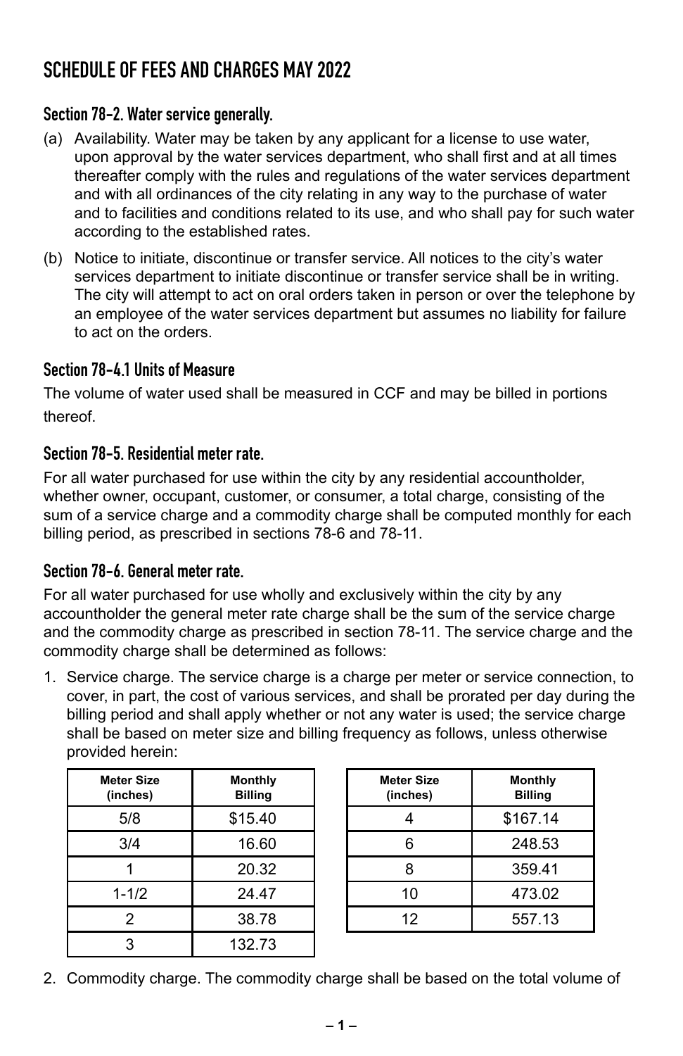# SCHEDULE OF FEES AND CHARGES MAY 2022

## Section 78-2. Water service generally.

(a) Availability. Water may be taken by any applicant for a license to use water, upon approval by the water services department, who shall first and at all times thereafter comply with the rules and regulations of the water services department and with all ordinances of the city relating in any way to the purchase of water and to facilities and conditions related to its use, and who shall pay for such water according to the established rates.

(b) Notice to initiate, discontinue or transfer service. All notices to the city's water services department to initiate discontinue or transfer service shall be in writing. The city will attempt to act on oral orders taken in person or over the telephone by an employee of the water services department but assumes no liability for failure to act on the orders.

## Section 78-4.1 Units of Measure

The volume of water used shall be measured in CCF and may be billed in portions thereof.

## Section 78-5. Residential meter rate.

For all water purchased for use within the city by any residential accountholder, whether owner, occupant, customer, or consumer, a total charge, consisting of the sum of a service charge and a commodity charge shall be computed monthly for each billing period, as prescribed in sections 78-6 and 78-11.

## Section 78-6. General meter rate.

For all water purchased for use wholly and exclusively within the city by any accountholder the general meter rate charge shall be the sum of the service charge and the commodity charge as prescribed in section 78-11. The service charge and the commodity charge shall be determined as follows:

1. Service charge. The service charge is a charge per meter or service connection, to cover, in part, the cost of various services, and shall be prorated per day during the billing period and shall apply whether or not any water is used; the service charge shall be based on meter size and billing frequency as follows, unless otherwise provided herein:

| Meter Size (inches) | Monthly Billing |
|---|---|
| 5/8 | $15.40 |
| 3/4 | 16.60 |
| 1 | 20.32 |
| 1-1/2 | 24.47 |
| 2 | 38.78 |
| 3 | 132.73 |

| Meter Size (inches) | Monthly Billing |
|---|---|
| 4 | $167.14 |
| 6 | 248.53 |
| 8 | 359.41 |
| 10 | 473.02 |
| 12 | 557.13 |

2. Commodity charge. The commodity charge shall be based on the total volume of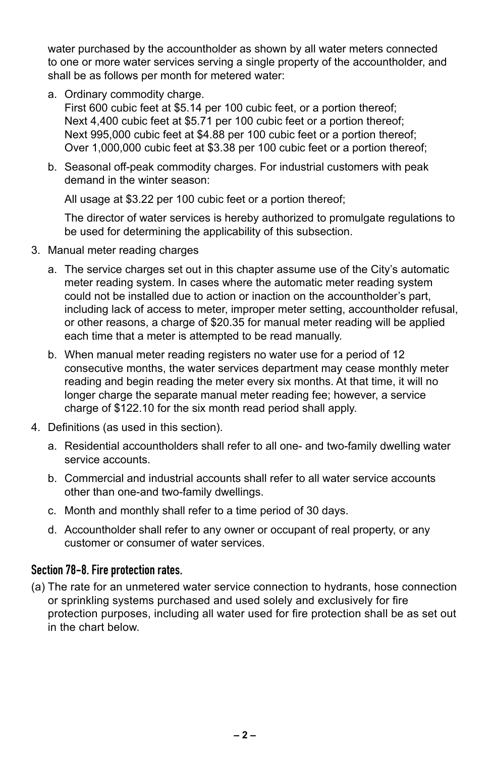water purchased by the accountholder as shown by all water meters connected to one or more water services serving a single property of the accountholder, and shall be as follows per month for metered water:

a. Ordinary commodity charge.
   First 600 cubic feet at $5.14 per 100 cubic feet, or a portion thereof;
   Next 4,400 cubic feet at $5.71 per 100 cubic feet or a portion thereof;
   Next 995,000 cubic feet at $4.88 per 100 cubic feet or a portion thereof;
   Over 1,000,000 cubic feet at $3.38 per 100 cubic feet or a portion thereof;

b. Seasonal off-peak commodity charges. For industrial customers with peak demand in the winter season:

   All usage at $3.22 per 100 cubic feet or a portion thereof;

   The director of water services is hereby authorized to promulgate regulations to be used for determining the applicability of this subsection.

3. Manual meter reading charges

   a. The service charges set out in this chapter assume use of the City's automatic meter reading system. In cases where the automatic meter reading system could not be installed due to action or inaction on the accountholder's part, including lack of access to meter, improper meter setting, accountholder refusal, or other reasons, a charge of $20.35 for manual meter reading will be applied each time that a meter is attempted to be read manually.

   b. When manual meter reading registers no water use for a period of 12 consecutive months, the water services department may cease monthly meter reading and begin reading the meter every six months. At that time, it will no longer charge the separate manual meter reading fee; however, a service charge of $122.10 for the six month read period shall apply.

4. Definitions (as used in this section).

   a. Residential accountholders shall refer to all one- and two-family dwelling water service accounts.

   b. Commercial and industrial accounts shall refer to all water service accounts other than one-and two-family dwellings.

   c. Month and monthly shall refer to a time period of 30 days.

   d. Accountholder shall refer to any owner or occupant of real property, or any customer or consumer of water services.

### Section 78-8. Fire protection rates.

(a) The rate for an unmetered water service connection to hydrants, hose connection or sprinkling systems purchased and used solely and exclusively for fire protection purposes, including all water used for fire protection shall be as set out in the chart below.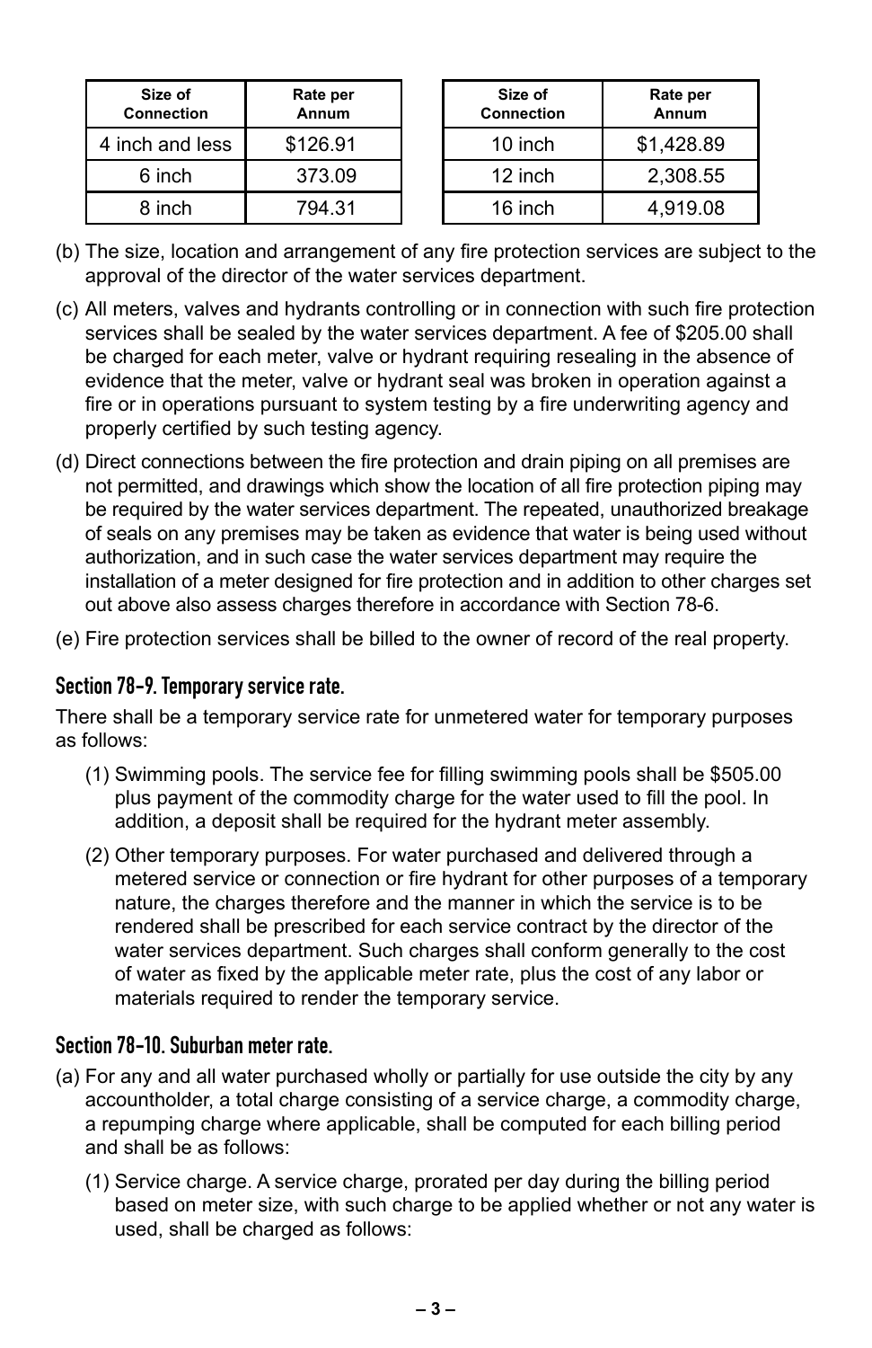| Size of Connection | Rate per Annum |
|---|---|
| 4 inch and less | $126.91 |
| 6 inch | 373.09 |
| 8 inch | 794.31 |
| 10 inch | $1,428.89 |
| 12 inch | 2,308.55 |
| 16 inch | 4,919.08 |

(b) The size, location and arrangement of any fire protection services are subject to the approval of the director of the water services department.

(c) All meters, valves and hydrants controlling or in connection with such fire protection services shall be sealed by the water services department. A fee of $205.00 shall be charged for each meter, valve or hydrant requiring resealing in the absence of evidence that the meter, valve or hydrant seal was broken in operation against a fire or in operations pursuant to system testing by a fire underwriting agency and properly certified by such testing agency.

(d) Direct connections between the fire protection and drain piping on all premises are not permitted, and drawings which show the location of all fire protection piping may be required by the water services department. The repeated, unauthorized breakage of seals on any premises may be taken as evidence that water is being used without authorization, and in such case the water services department may require the installation of a meter designed for fire protection and in addition to other charges set out above also assess charges therefore in accordance with Section 78-6.

(e) Fire protection services shall be billed to the owner of record of the real property.

### Section 78-9. Temporary service rate.

There shall be a temporary service rate for unmetered water for temporary purposes as follows:

(1) Swimming pools. The service fee for filling swimming pools shall be $505.00 plus payment of the commodity charge for the water used to fill the pool. In addition, a deposit shall be required for the hydrant meter assembly.

(2) Other temporary purposes. For water purchased and delivered through a metered service or connection or fire hydrant for other purposes of a temporary nature, the charges therefore and the manner in which the service is to be rendered shall be prescribed for each service contract by the director of the water services department. Such charges shall conform generally to the cost of water as fixed by the applicable meter rate, plus the cost of any labor or materials required to render the temporary service.

### Section 78-10. Suburban meter rate.

(a) For any and all water purchased wholly or partially for use outside the city by any accountholder, a total charge consisting of a service charge, a commodity charge, a repumping charge where applicable, shall be computed for each billing period and shall be as follows:

(1) Service charge. A service charge, prorated per day during the billing period based on meter size, with such charge to be applied whether or not any water is used, shall be charged as follows: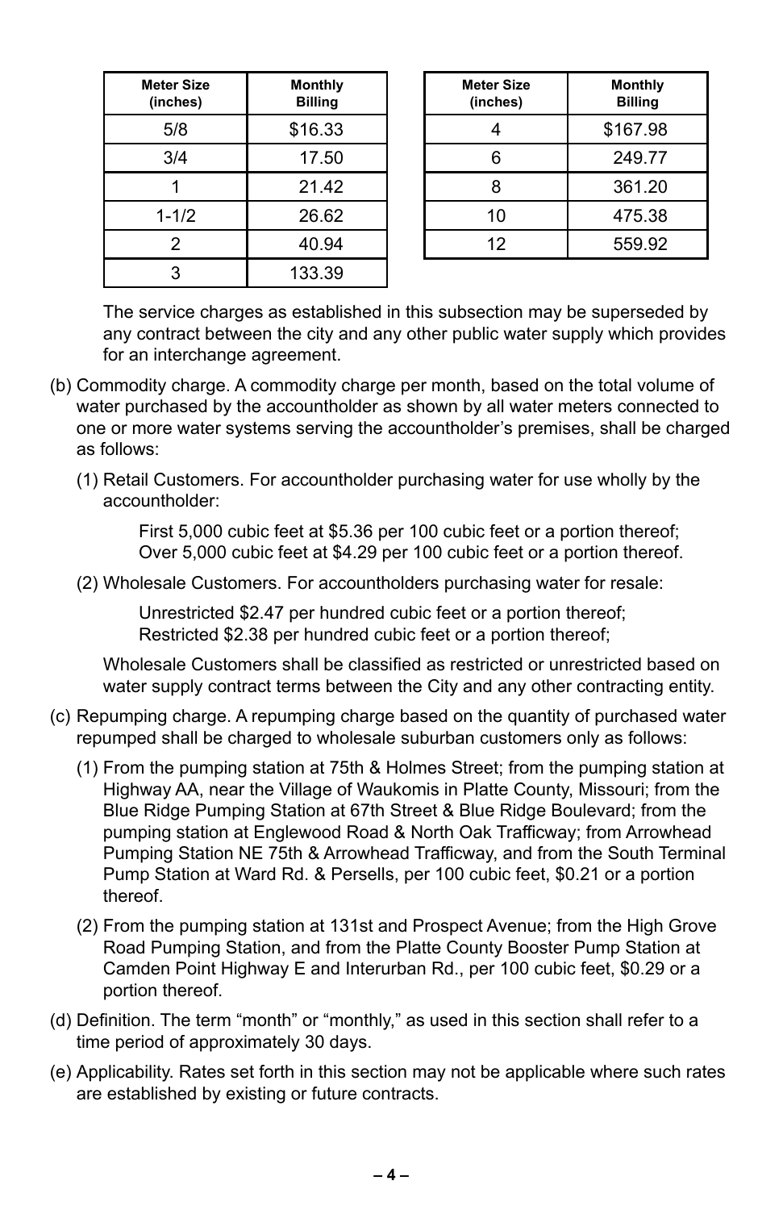| Meter Size (inches) | Monthly Billing |
|---|---|
| 5/8 | $16.33 |
| 3/4 | 17.50 |
| 1 | 21.42 |
| 1-1/2 | 26.62 |
| 2 | 40.94 |
| 3 | 133.39 |

| Meter Size (inches) | Monthly Billing |
|---|---|
| 4 | $167.98 |
| 6 | 249.77 |
| 8 | 361.20 |
| 10 | 475.38 |
| 12 | 559.92 |

The service charges as established in this subsection may be superseded by any contract between the city and any other public water supply which provides for an interchange agreement.

(b) Commodity charge. A commodity charge per month, based on the total volume of water purchased by the accountholder as shown by all water meters connected to one or more water systems serving the accountholder's premises, shall be charged as follows:

(1) Retail Customers. For accountholder purchasing water for use wholly by the accountholder:

First 5,000 cubic feet at $5.36 per 100 cubic feet or a portion thereof;
Over 5,000 cubic feet at $4.29 per 100 cubic feet or a portion thereof.

(2) Wholesale Customers. For accountholders purchasing water for resale:

Unrestricted $2.47 per hundred cubic feet or a portion thereof;
Restricted $2.38 per hundred cubic feet or a portion thereof;

Wholesale Customers shall be classified as restricted or unrestricted based on water supply contract terms between the City and any other contracting entity.

(c) Repumping charge. A repumping charge based on the quantity of purchased water repumped shall be charged to wholesale suburban customers only as follows:

(1) From the pumping station at 75th & Holmes Street; from the pumping station at Highway AA, near the Village of Waukomis in Platte County, Missouri; from the Blue Ridge Pumping Station at 67th Street & Blue Ridge Boulevard; from the pumping station at Englewood Road & North Oak Trafficway; from Arrowhead Pumping Station NE 75th & Arrowhead Trafficway, and from the South Terminal Pump Station at Ward Rd. & Persells, per 100 cubic feet, $0.21 or a portion thereof.

(2) From the pumping station at 131st and Prospect Avenue; from the High Grove Road Pumping Station, and from the Platte County Booster Pump Station at Camden Point Highway E and Interurban Rd., per 100 cubic feet, $0.29 or a portion thereof.

(d) Definition. The term "month" or "monthly," as used in this section shall refer to a time period of approximately 30 days.

(e) Applicability. Rates set forth in this section may not be applicable where such rates are established by existing or future contracts.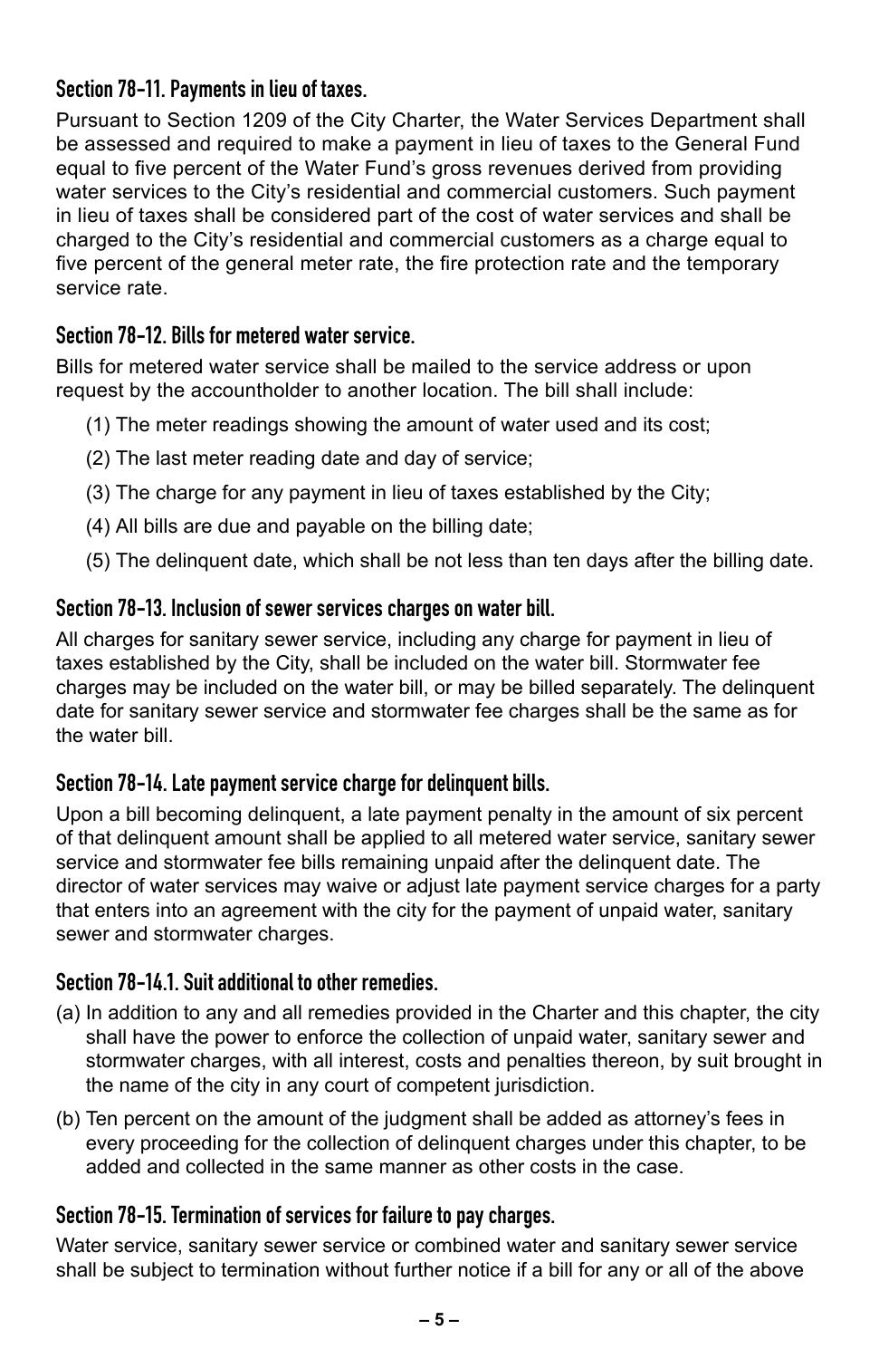### Section 78-11. Payments in lieu of taxes.

Pursuant to Section 1209 of the City Charter, the Water Services Department shall be assessed and required to make a payment in lieu of taxes to the General Fund equal to five percent of the Water Fund's gross revenues derived from providing water services to the City's residential and commercial customers. Such payment in lieu of taxes shall be considered part of the cost of water services and shall be charged to the City's residential and commercial customers as a charge equal to five percent of the general meter rate, the fire protection rate and the temporary service rate.

### Section 78-12. Bills for metered water service.

Bills for metered water service shall be mailed to the service address or upon request by the accountholder to another location. The bill shall include:

(1) The meter readings showing the amount of water used and its cost;

(2) The last meter reading date and day of service;

(3) The charge for any payment in lieu of taxes established by the City;

(4) All bills are due and payable on the billing date;

(5) The delinquent date, which shall be not less than ten days after the billing date.

### Section 78-13. Inclusion of sewer services charges on water bill.

All charges for sanitary sewer service, including any charge for payment in lieu of taxes established by the City, shall be included on the water bill. Stormwater fee charges may be included on the water bill, or may be billed separately. The delinquent date for sanitary sewer service and stormwater fee charges shall be the same as for the water bill.

### Section 78-14. Late payment service charge for delinquent bills.

Upon a bill becoming delinquent, a late payment penalty in the amount of six percent of that delinquent amount shall be applied to all metered water service, sanitary sewer service and stormwater fee bills remaining unpaid after the delinquent date. The director of water services may waive or adjust late payment service charges for a party that enters into an agreement with the city for the payment of unpaid water, sanitary sewer and stormwater charges.

### Section 78-14.1. Suit additional to other remedies.

(a) In addition to any and all remedies provided in the Charter and this chapter, the city shall have the power to enforce the collection of unpaid water, sanitary sewer and stormwater charges, with all interest, costs and penalties thereon, by suit brought in the name of the city in any court of competent jurisdiction.

(b) Ten percent on the amount of the judgment shall be added as attorney's fees in every proceeding for the collection of delinquent charges under this chapter, to be added and collected in the same manner as other costs in the case.

### Section 78-15. Termination of services for failure to pay charges.

Water service, sanitary sewer service or combined water and sanitary sewer service shall be subject to termination without further notice if a bill for any or all of the above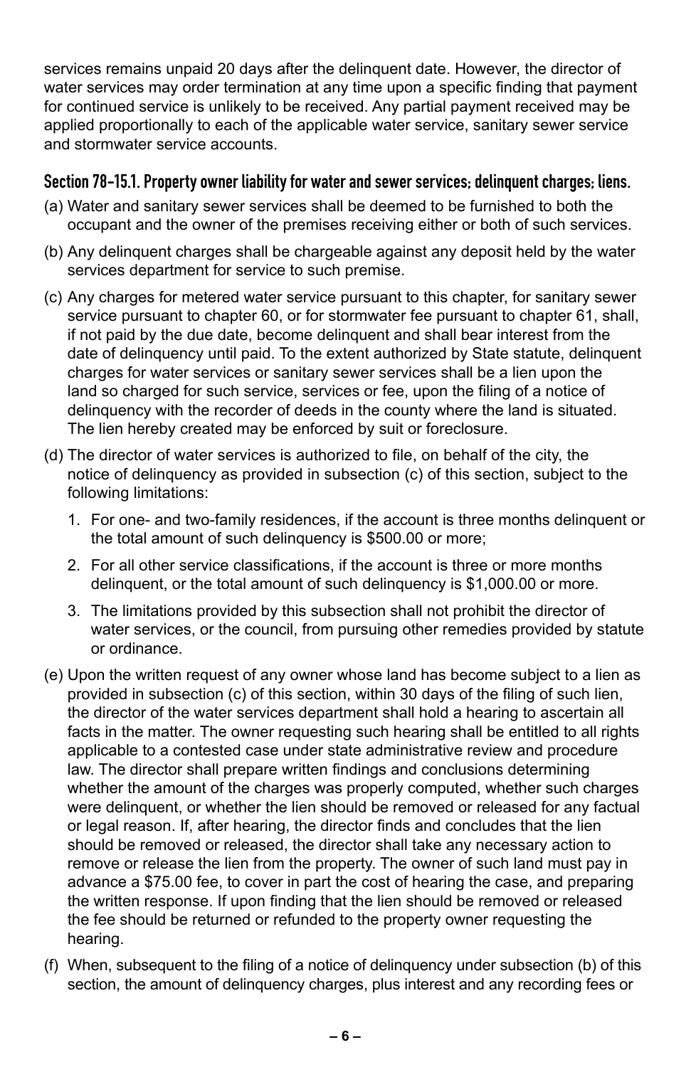services remains unpaid 20 days after the delinquent date. However, the director of water services may order termination at any time upon a specific finding that payment for continued service is unlikely to be received. Any partial payment received may be applied proportionally to each of the applicable water service, sanitary sewer service and stormwater service accounts.

### Section 78-15.1. Property owner liability for water and sewer services; delinquent charges; liens.

(a) Water and sanitary sewer services shall be deemed to be furnished to both the occupant and the owner of the premises receiving either or both of such services.

(b) Any delinquent charges shall be chargeable against any deposit held by the water services department for service to such premise.

(c) Any charges for metered water service pursuant to this chapter, for sanitary sewer service pursuant to chapter 60, or for stormwater fee pursuant to chapter 61, shall, if not paid by the due date, become delinquent and shall bear interest from the date of delinquency until paid. To the extent authorized by State statute, delinquent charges for water services or sanitary sewer services shall be a lien upon the land so charged for such service, services or fee, upon the filing of a notice of delinquency with the recorder of deeds in the county where the land is situated. The lien hereby created may be enforced by suit or foreclosure.

(d) The director of water services is authorized to file, on behalf of the city, the notice of delinquency as provided in subsection (c) of this section, subject to the following limitations:

1. For one- and two-family residences, if the account is three months delinquent or the total amount of such delinquency is $500.00 or more;
2. For all other service classifications, if the account is three or more months delinquent, or the total amount of such delinquency is $1,000.00 or more.
3. The limitations provided by this subsection shall not prohibit the director of water services, or the council, from pursuing other remedies provided by statute or ordinance.

(e) Upon the written request of any owner whose land has become subject to a lien as provided in subsection (c) of this section, within 30 days of the filing of such lien, the director of the water services department shall hold a hearing to ascertain all facts in the matter. The owner requesting such hearing shall be entitled to all rights applicable to a contested case under state administrative review and procedure law. The director shall prepare written findings and conclusions determining whether the amount of the charges was properly computed, whether such charges were delinquent, or whether the lien should be removed or released for any factual or legal reason. If, after hearing, the director finds and concludes that the lien should be removed or released, the director shall take any necessary action to remove or release the lien from the property. The owner of such land must pay in advance a $75.00 fee, to cover in part the cost of hearing the case, and preparing the written response. If upon finding that the lien should be removed or released the fee should be returned or refunded to the property owner requesting the hearing.

(f) When, subsequent to the filing of a notice of delinquency under subsection (b) of this section, the amount of delinquency charges, plus interest and any recording fees or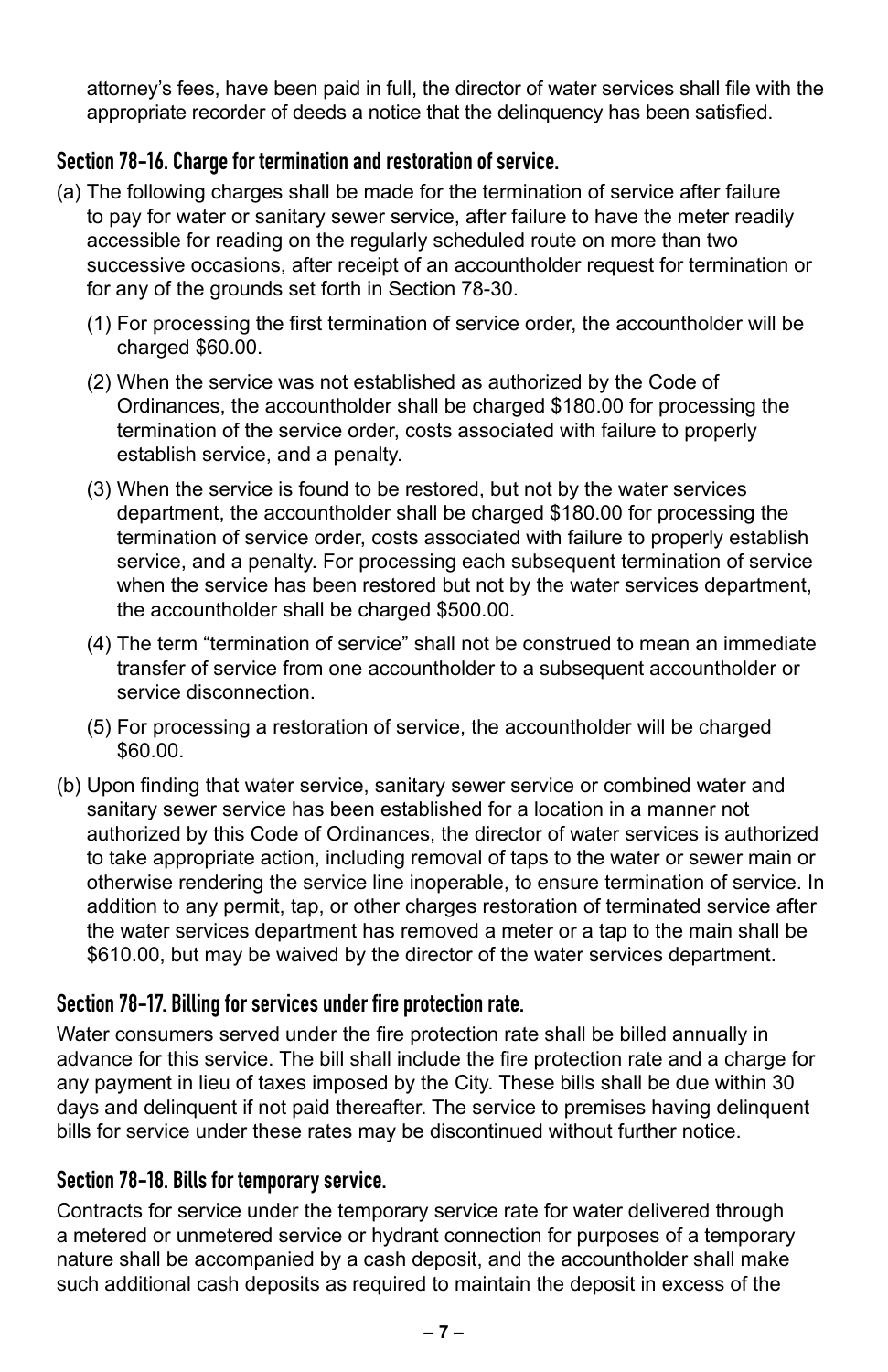attorney's fees, have been paid in full, the director of water services shall file with the appropriate recorder of deeds a notice that the delinquency has been satisfied.

### Section 78-16. Charge for termination and restoration of service.

(a) The following charges shall be made for the termination of service after failure to pay for water or sanitary sewer service, after failure to have the meter readily accessible for reading on the regularly scheduled route on more than two successive occasions, after receipt of an accountholder request for termination or for any of the grounds set forth in Section 78-30.

(1) For processing the first termination of service order, the accountholder will be charged $60.00.

(2) When the service was not established as authorized by the Code of Ordinances, the accountholder shall be charged $180.00 for processing the termination of the service order, costs associated with failure to properly establish service, and a penalty.

(3) When the service is found to be restored, but not by the water services department, the accountholder shall be charged $180.00 for processing the termination of service order, costs associated with failure to properly establish service, and a penalty. For processing each subsequent termination of service when the service has been restored but not by the water services department, the accountholder shall be charged $500.00.

(4) The term "termination of service" shall not be construed to mean an immediate transfer of service from one accountholder to a subsequent accountholder or service disconnection.

(5) For processing a restoration of service, the accountholder will be charged $60.00.

(b) Upon finding that water service, sanitary sewer service or combined water and sanitary sewer service has been established for a location in a manner not authorized by this Code of Ordinances, the director of water services is authorized to take appropriate action, including removal of taps to the water or sewer main or otherwise rendering the service line inoperable, to ensure termination of service. In addition to any permit, tap, or other charges restoration of terminated service after the water services department has removed a meter or a tap to the main shall be $610.00, but may be waived by the director of the water services department.

### Section 78-17. Billing for services under fire protection rate.

Water consumers served under the fire protection rate shall be billed annually in advance for this service. The bill shall include the fire protection rate and a charge for any payment in lieu of taxes imposed by the City. These bills shall be due within 30 days and delinquent if not paid thereafter. The service to premises having delinquent bills for service under these rates may be discontinued without further notice.

### Section 78-18. Bills for temporary service.

Contracts for service under the temporary service rate for water delivered through a metered or unmetered service or hydrant connection for purposes of a temporary nature shall be accompanied by a cash deposit, and the accountholder shall make such additional cash deposits as required to maintain the deposit in excess of the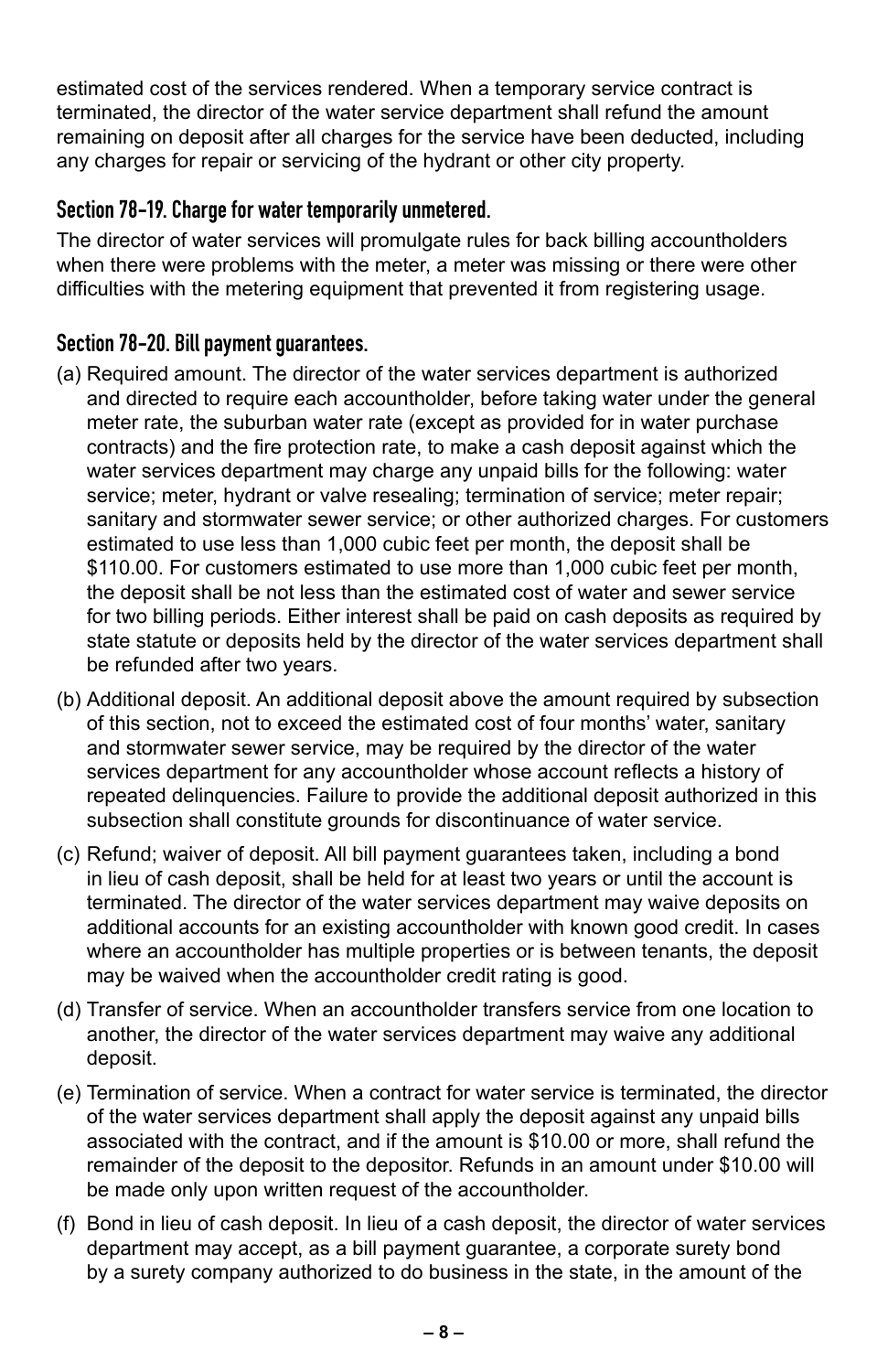estimated cost of the services rendered. When a temporary service contract is terminated, the director of the water service department shall refund the amount remaining on deposit after all charges for the service have been deducted, including any charges for repair or servicing of the hydrant or other city property.

### Section 78-19. Charge for water temporarily unmetered.

The director of water services will promulgate rules for back billing accountholders when there were problems with the meter, a meter was missing or there were other difficulties with the metering equipment that prevented it from registering usage.

### Section 78-20. Bill payment guarantees.

(a) Required amount. The director of the water services department is authorized and directed to require each accountholder, before taking water under the general meter rate, the suburban water rate (except as provided for in water purchase contracts) and the fire protection rate, to make a cash deposit against which the water services department may charge any unpaid bills for the following: water service; meter, hydrant or valve resealing; termination of service; meter repair; sanitary and stormwater sewer service; or other authorized charges. For customers estimated to use less than 1,000 cubic feet per month, the deposit shall be $110.00. For customers estimated to use more than 1,000 cubic feet per month, the deposit shall be not less than the estimated cost of water and sewer service for two billing periods. Either interest shall be paid on cash deposits as required by state statute or deposits held by the director of the water services department shall be refunded after two years.

(b) Additional deposit. An additional deposit above the amount required by subsection of this section, not to exceed the estimated cost of four months' water, sanitary and stormwater sewer service, may be required by the director of the water services department for any accountholder whose account reflects a history of repeated delinquencies. Failure to provide the additional deposit authorized in this subsection shall constitute grounds for discontinuance of water service.

(c) Refund; waiver of deposit. All bill payment guarantees taken, including a bond in lieu of cash deposit, shall be held for at least two years or until the account is terminated. The director of the water services department may waive deposits on additional accounts for an existing accountholder with known good credit. In cases where an accountholder has multiple properties or is between tenants, the deposit may be waived when the accountholder credit rating is good.

(d) Transfer of service. When an accountholder transfers service from one location to another, the director of the water services department may waive any additional deposit.

(e) Termination of service. When a contract for water service is terminated, the director of the water services department shall apply the deposit against any unpaid bills associated with the contract, and if the amount is $10.00 or more, shall refund the remainder of the deposit to the depositor. Refunds in an amount under $10.00 will be made only upon written request of the accountholder.

(f) Bond in lieu of cash deposit. In lieu of a cash deposit, the director of water services department may accept, as a bill payment guarantee, a corporate surety bond by a surety company authorized to do business in the state, in the amount of the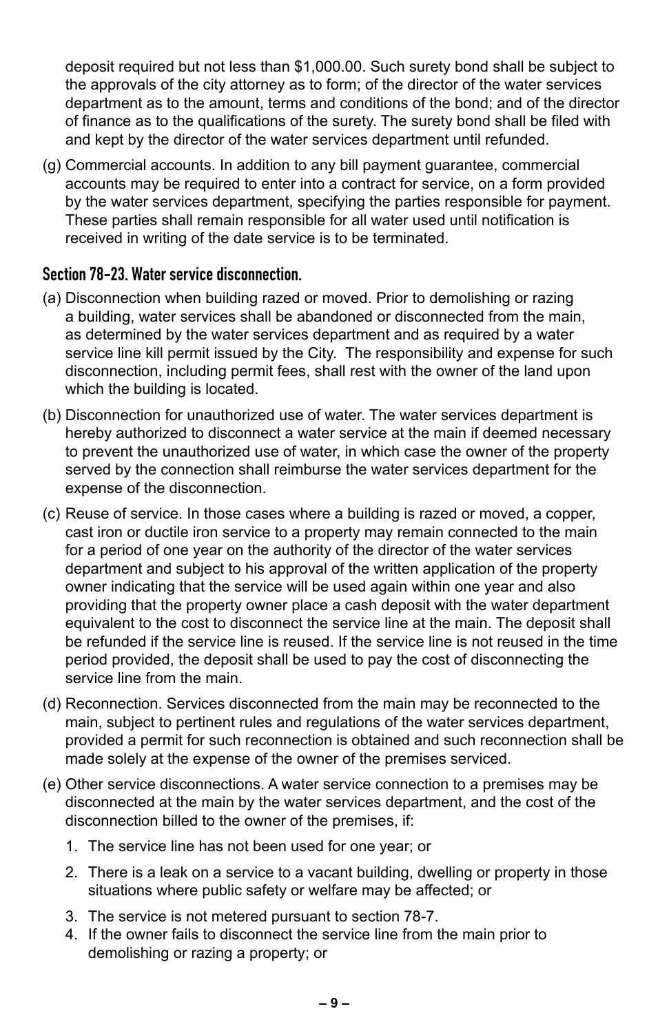deposit required but not less than $1,000.00. Such surety bond shall be subject to the approvals of the city attorney as to form; of the director of the water services department as to the amount, terms and conditions of the bond; and of the director of finance as to the qualifications of the surety. The surety bond shall be filed with and kept by the director of the water services department until refunded.

(g) Commercial accounts. In addition to any bill payment guarantee, commercial accounts may be required to enter into a contract for service, on a form provided by the water services department, specifying the parties responsible for payment. These parties shall remain responsible for all water used until notification is received in writing of the date service is to be terminated.

### Section 78-23. Water service disconnection.

(a) Disconnection when building razed or moved. Prior to demolishing or razing a building, water services shall be abandoned or disconnected from the main, as determined by the water services department and as required by a water service line kill permit issued by the City. The responsibility and expense for such disconnection, including permit fees, shall rest with the owner of the land upon which the building is located.

(b) Disconnection for unauthorized use of water. The water services department is hereby authorized to disconnect a water service at the main if deemed necessary to prevent the unauthorized use of water, in which case the owner of the property served by the connection shall reimburse the water services department for the expense of the disconnection.

(c) Reuse of service. In those cases where a building is razed or moved, a copper, cast iron or ductile iron service to a property may remain connected to the main for a period of one year on the authority of the director of the water services department and subject to his approval of the written application of the property owner indicating that the service will be used again within one year and also providing that the property owner place a cash deposit with the water department equivalent to the cost to disconnect the service line at the main. The deposit shall be refunded if the service line is reused. If the service line is not reused in the time period provided, the deposit shall be used to pay the cost of disconnecting the service line from the main.

(d) Reconnection. Services disconnected from the main may be reconnected to the main, subject to pertinent rules and regulations of the water services department, provided a permit for such reconnection is obtained and such reconnection shall be made solely at the expense of the owner of the premises serviced.

(e) Other service disconnections. A water service connection to a premises may be disconnected at the main by the water services department, and the cost of the disconnection billed to the owner of the premises, if:

1. The service line has not been used for one year; or
2. There is a leak on a service to a vacant building, dwelling or property in those situations where public safety or welfare may be affected; or
3. The service is not metered pursuant to section 78-7.
4. If the owner fails to disconnect the service line from the main prior to demolishing or razing a property; or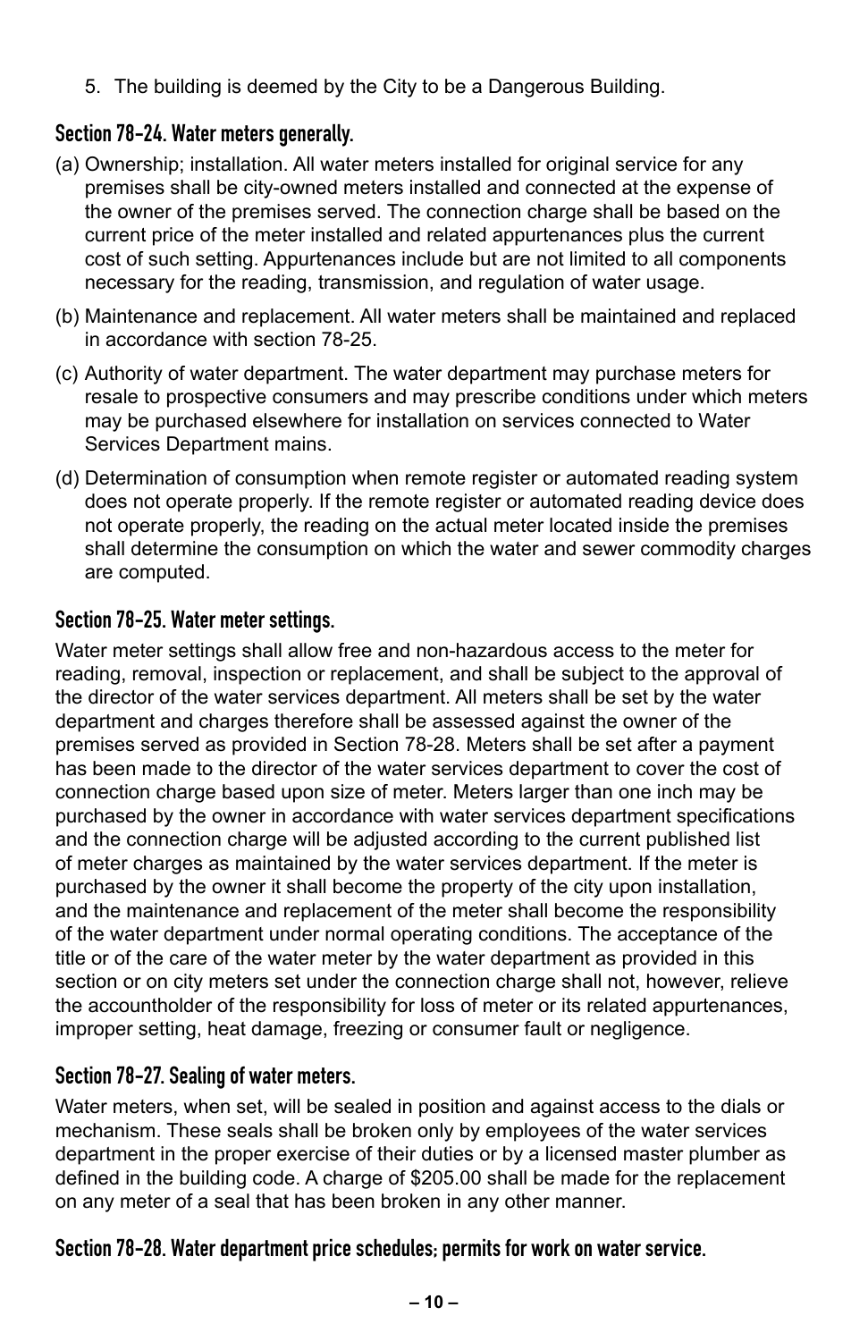5. The building is deemed by the City to be a Dangerous Building.

### Section 78-24. Water meters generally.

(a) Ownership; installation. All water meters installed for original service for any premises shall be city-owned meters installed and connected at the expense of the owner of the premises served. The connection charge shall be based on the current price of the meter installed and related appurtenances plus the current cost of such setting. Appurtenances include but are not limited to all components necessary for the reading, transmission, and regulation of water usage.

(b) Maintenance and replacement. All water meters shall be maintained and replaced in accordance with section 78-25.

(c) Authority of water department. The water department may purchase meters for resale to prospective consumers and may prescribe conditions under which meters may be purchased elsewhere for installation on services connected to Water Services Department mains.

(d) Determination of consumption when remote register or automated reading system does not operate properly. If the remote register or automated reading device does not operate properly, the reading on the actual meter located inside the premises shall determine the consumption on which the water and sewer commodity charges are computed.

### Section 78-25. Water meter settings.

Water meter settings shall allow free and non-hazardous access to the meter for reading, removal, inspection or replacement, and shall be subject to the approval of the director of the water services department. All meters shall be set by the water department and charges therefore shall be assessed against the owner of the premises served as provided in Section 78-28. Meters shall be set after a payment has been made to the director of the water services department to cover the cost of connection charge based upon size of meter. Meters larger than one inch may be purchased by the owner in accordance with water services department specifications and the connection charge will be adjusted according to the current published list of meter charges as maintained by the water services department. If the meter is purchased by the owner it shall become the property of the city upon installation, and the maintenance and replacement of the meter shall become the responsibility of the water department under normal operating conditions. The acceptance of the title or of the care of the water meter by the water department as provided in this section or on city meters set under the connection charge shall not, however, relieve the accountholder of the responsibility for loss of meter or its related appurtenances, improper setting, heat damage, freezing or consumer fault or negligence.

### Section 78-27. Sealing of water meters.

Water meters, when set, will be sealed in position and against access to the dials or mechanism. These seals shall be broken only by employees of the water services department in the proper exercise of their duties or by a licensed master plumber as defined in the building code. A charge of $205.00 shall be made for the replacement on any meter of a seal that has been broken in any other manner.

### Section 78-28. Water department price schedules; permits for work on water service.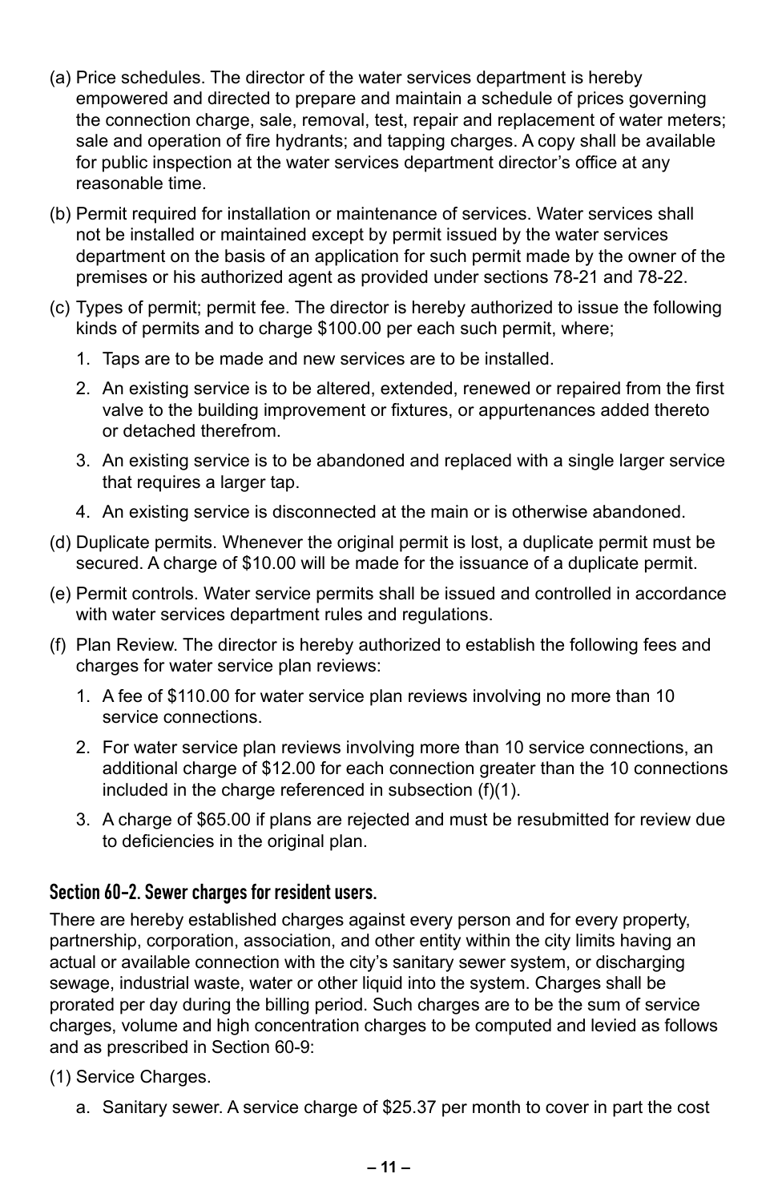(a) Price schedules. The director of the water services department is hereby empowered and directed to prepare and maintain a schedule of prices governing the connection charge, sale, removal, test, repair and replacement of water meters; sale and operation of fire hydrants; and tapping charges. A copy shall be available for public inspection at the water services department director's office at any reasonable time.

(b) Permit required for installation or maintenance of services. Water services shall not be installed or maintained except by permit issued by the water services department on the basis of an application for such permit made by the owner of the premises or his authorized agent as provided under sections 78-21 and 78-22.

(c) Types of permit; permit fee. The director is hereby authorized to issue the following kinds of permits and to charge $100.00 per each such permit, where;

1. Taps are to be made and new services are to be installed.
2. An existing service is to be altered, extended, renewed or repaired from the first valve to the building improvement or fixtures, or appurtenances added thereto or detached therefrom.
3. An existing service is to be abandoned and replaced with a single larger service that requires a larger tap.
4. An existing service is disconnected at the main or is otherwise abandoned.

(d) Duplicate permits. Whenever the original permit is lost, a duplicate permit must be secured. A charge of $10.00 will be made for the issuance of a duplicate permit.

(e) Permit controls. Water service permits shall be issued and controlled in accordance with water services department rules and regulations.

(f) Plan Review. The director is hereby authorized to establish the following fees and charges for water service plan reviews:

1. A fee of $110.00 for water service plan reviews involving no more than 10 service connections.
2. For water service plan reviews involving more than 10 service connections, an additional charge of $12.00 for each connection greater than the 10 connections included in the charge referenced in subsection (f)(1).
3. A charge of $65.00 if plans are rejected and must be resubmitted for review due to deficiencies in the original plan.

### Section 60-2. Sewer charges for resident users.

There are hereby established charges against every person and for every property, partnership, corporation, association, and other entity within the city limits having an actual or available connection with the city's sanitary sewer system, or discharging sewage, industrial waste, water or other liquid into the system. Charges shall be prorated per day during the billing period. Such charges are to be the sum of service charges, volume and high concentration charges to be computed and levied as follows and as prescribed in Section 60-9:

(1) Service Charges.

a. Sanitary sewer. A service charge of $25.37 per month to cover in part the cost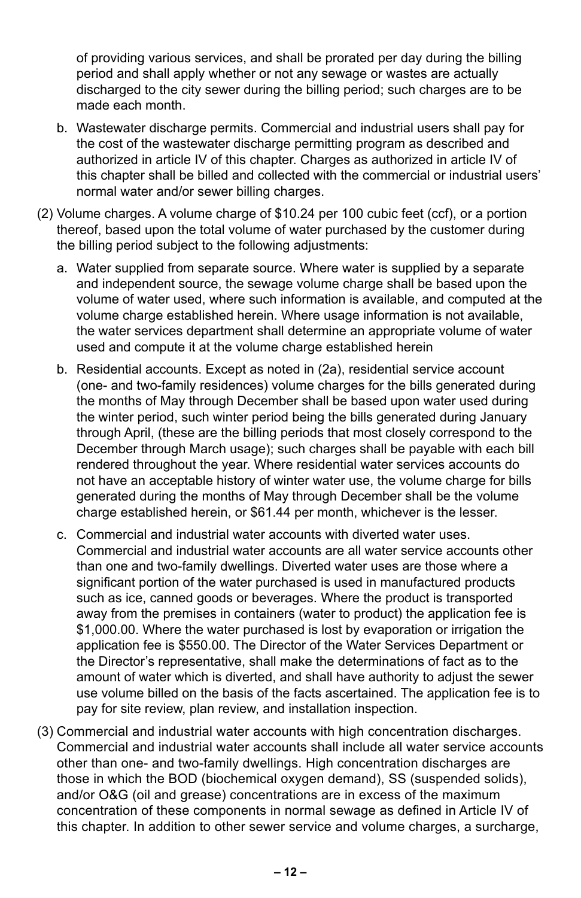of providing various services, and shall be prorated per day during the billing period and shall apply whether or not any sewage or wastes are actually discharged to the city sewer during the billing period; such charges are to be made each month.

b. Wastewater discharge permits. Commercial and industrial users shall pay for the cost of the wastewater discharge permitting program as described and authorized in article IV of this chapter. Charges as authorized in article IV of this chapter shall be billed and collected with the commercial or industrial users' normal water and/or sewer billing charges.

(2) Volume charges. A volume charge of $10.24 per 100 cubic feet (ccf), or a portion thereof, based upon the total volume of water purchased by the customer during the billing period subject to the following adjustments:

a. Water supplied from separate source. Where water is supplied by a separate and independent source, the sewage volume charge shall be based upon the volume of water used, where such information is available, and computed at the volume charge established herein. Where usage information is not available, the water services department shall determine an appropriate volume of water used and compute it at the volume charge established herein

b. Residential accounts. Except as noted in (2a), residential service account (one- and two-family residences) volume charges for the bills generated during the months of May through December shall be based upon water used during the winter period, such winter period being the bills generated during January through April, (these are the billing periods that most closely correspond to the December through March usage); such charges shall be payable with each bill rendered throughout the year. Where residential water services accounts do not have an acceptable history of winter water use, the volume charge for bills generated during the months of May through December shall be the volume charge established herein, or $61.44 per month, whichever is the lesser.

c. Commercial and industrial water accounts with diverted water uses. Commercial and industrial water accounts are all water service accounts other than one and two-family dwellings. Diverted water uses are those where a significant portion of the water purchased is used in manufactured products such as ice, canned goods or beverages. Where the product is transported away from the premises in containers (water to product) the application fee is $1,000.00. Where the water purchased is lost by evaporation or irrigation the application fee is $550.00. The Director of the Water Services Department or the Director's representative, shall make the determinations of fact as to the amount of water which is diverted, and shall have authority to adjust the sewer use volume billed on the basis of the facts ascertained. The application fee is to pay for site review, plan review, and installation inspection.

(3) Commercial and industrial water accounts with high concentration discharges. Commercial and industrial water accounts shall include all water service accounts other than one- and two-family dwellings. High concentration discharges are those in which the BOD (biochemical oxygen demand), SS (suspended solids), and/or O&G (oil and grease) concentrations are in excess of the maximum concentration of these components in normal sewage as defined in Article IV of this chapter. In addition to other sewer service and volume charges, a surcharge,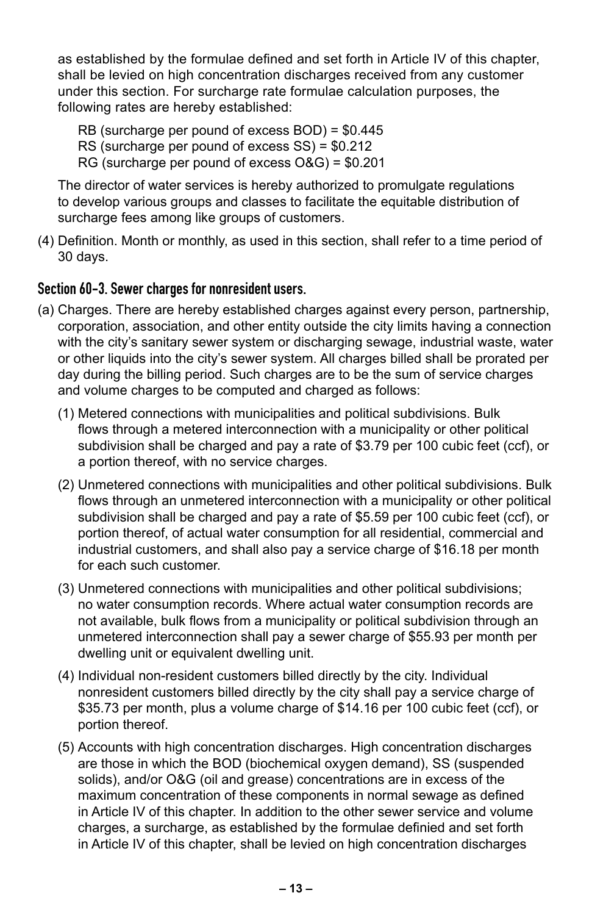as established by the formulae defined and set forth in Article IV of this chapter, shall be levied on high concentration discharges received from any customer under this section. For surcharge rate formulae calculation purposes, the following rates are hereby established:

RB (surcharge per pound of excess BOD) = $0.445
RS (surcharge per pound of excess SS) = $0.212
RG (surcharge per pound of excess O&G) = $0.201

The director of water services is hereby authorized to promulgate regulations to develop various groups and classes to facilitate the equitable distribution of surcharge fees among like groups of customers.

(4) Definition. Month or monthly, as used in this section, shall refer to a time period of 30 days.

### Section 60-3. Sewer charges for nonresident users.

(a) Charges. There are hereby established charges against every person, partnership, corporation, association, and other entity outside the city limits having a connection with the city's sanitary sewer system or discharging sewage, industrial waste, water or other liquids into the city's sewer system. All charges billed shall be prorated per day during the billing period. Such charges are to be the sum of service charges and volume charges to be computed and charged as follows:

(1) Metered connections with municipalities and political subdivisions. Bulk flows through a metered interconnection with a municipality or other political subdivision shall be charged and pay a rate of $3.79 per 100 cubic feet (ccf), or a portion thereof, with no service charges.

(2) Unmetered connections with municipalities and other political subdivisions. Bulk flows through an unmetered interconnection with a municipality or other political subdivision shall be charged and pay a rate of $5.59 per 100 cubic feet (ccf), or portion thereof, of actual water consumption for all residential, commercial and industrial customers, and shall also pay a service charge of $16.18 per month for each such customer.

(3) Unmetered connections with municipalities and other political subdivisions; no water consumption records. Where actual water consumption records are not available, bulk flows from a municipality or political subdivision through an unmetered interconnection shall pay a sewer charge of $55.93 per month per dwelling unit or equivalent dwelling unit.

(4) Individual non-resident customers billed directly by the city. Individual nonresident customers billed directly by the city shall pay a service charge of $35.73 per month, plus a volume charge of $14.16 per 100 cubic feet (ccf), or portion thereof.

(5) Accounts with high concentration discharges. High concentration discharges are those in which the BOD (biochemical oxygen demand), SS (suspended solids), and/or O&G (oil and grease) concentrations are in excess of the maximum concentration of these components in normal sewage as defined in Article IV of this chapter. In addition to the other sewer service and volume charges, a surcharge, as established by the formulae definied and set forth in Article IV of this chapter, shall be levied on high concentration discharges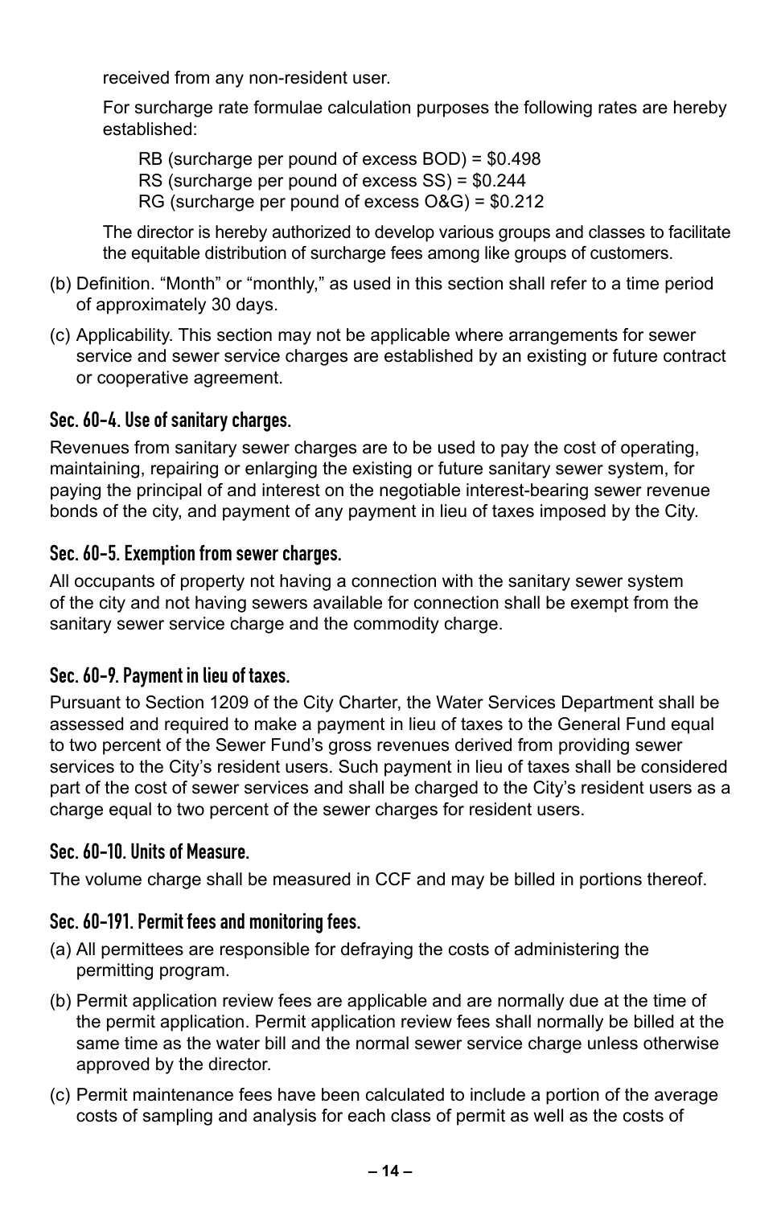received from any non-resident user.

For surcharge rate formulae calculation purposes the following rates are hereby established:

RB (surcharge per pound of excess BOD) = $0.498
RS (surcharge per pound of excess SS) = $0.244
RG (surcharge per pound of excess O&G) = $0.212

The director is hereby authorized to develop various groups and classes to facilitate the equitable distribution of surcharge fees among like groups of customers.

(b) Definition. "Month" or "monthly," as used in this section shall refer to a time period of approximately 30 days.

(c) Applicability. This section may not be applicable where arrangements for sewer service and sewer service charges are established by an existing or future contract or cooperative agreement.

### Sec. 60-4. Use of sanitary charges.

Revenues from sanitary sewer charges are to be used to pay the cost of operating, maintaining, repairing or enlarging the existing or future sanitary sewer system, for paying the principal of and interest on the negotiable interest-bearing sewer revenue bonds of the city, and payment of any payment in lieu of taxes imposed by the City.

### Sec. 60-5. Exemption from sewer charges.

All occupants of property not having a connection with the sanitary sewer system of the city and not having sewers available for connection shall be exempt from the sanitary sewer service charge and the commodity charge.

### Sec. 60-9. Payment in lieu of taxes.

Pursuant to Section 1209 of the City Charter, the Water Services Department shall be assessed and required to make a payment in lieu of taxes to the General Fund equal to two percent of the Sewer Fund's gross revenues derived from providing sewer services to the City's resident users. Such payment in lieu of taxes shall be considered part of the cost of sewer services and shall be charged to the City's resident users as a charge equal to two percent of the sewer charges for resident users.

### Sec. 60-10. Units of Measure.

The volume charge shall be measured in CCF and may be billed in portions thereof.

### Sec. 60-191. Permit fees and monitoring fees.

(a) All permittees are responsible for defraying the costs of administering the permitting program.

(b) Permit application review fees are applicable and are normally due at the time of the permit application. Permit application review fees shall normally be billed at the same time as the water bill and the normal sewer service charge unless otherwise approved by the director.

(c) Permit maintenance fees have been calculated to include a portion of the average costs of sampling and analysis for each class of permit as well as the costs of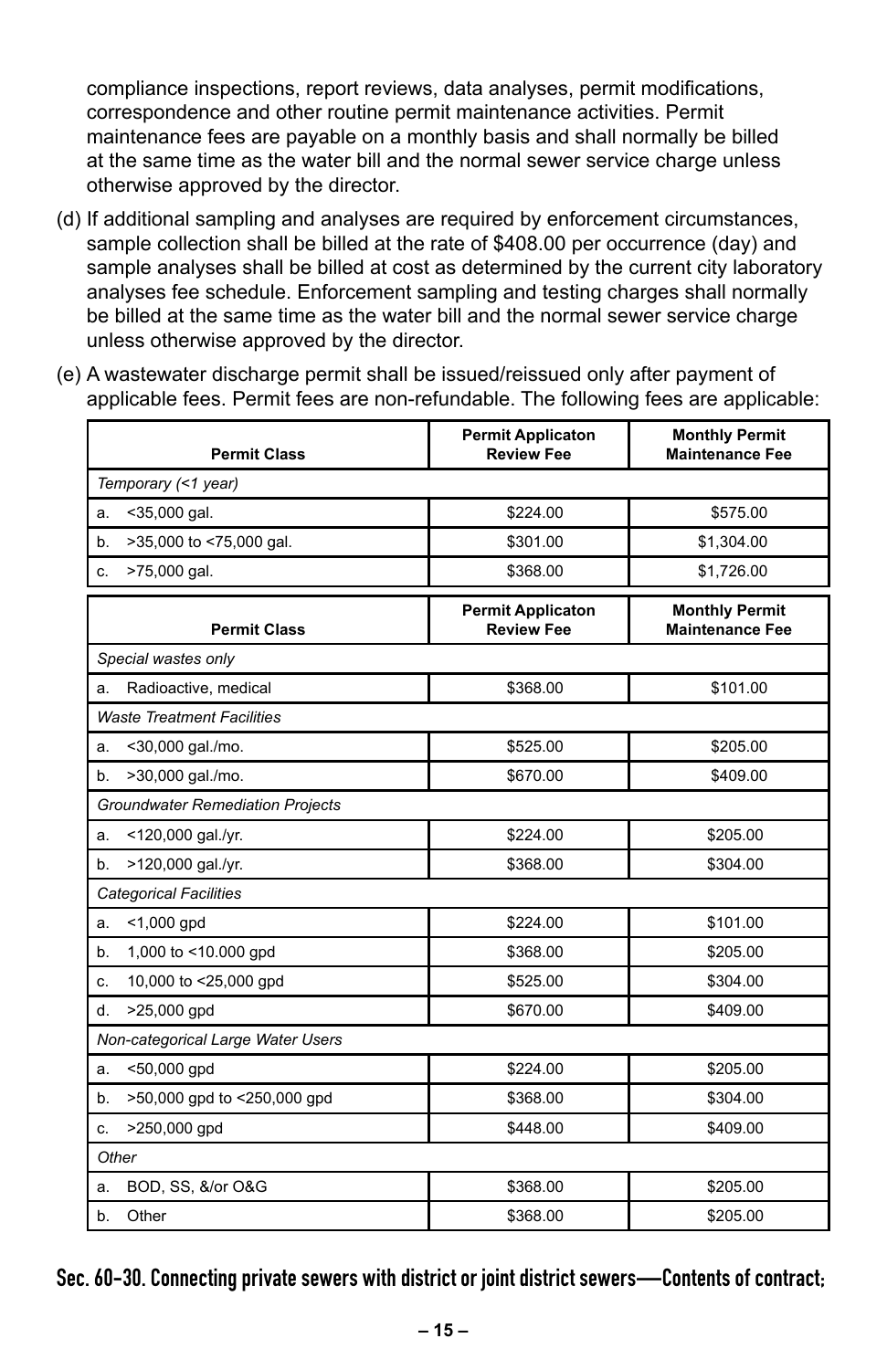compliance inspections, report reviews, data analyses, permit modifications, correspondence and other routine permit maintenance activities. Permit maintenance fees are payable on a monthly basis and shall normally be billed at the same time as the water bill and the normal sewer service charge unless otherwise approved by the director.

(d) If additional sampling and analyses are required by enforcement circumstances, sample collection shall be billed at the rate of $408.00 per occurrence (day) and sample analyses shall be billed at cost as determined by the current city laboratory analyses fee schedule. Enforcement sampling and testing charges shall normally be billed at the same time as the water bill and the normal sewer service charge unless otherwise approved by the director.

(e) A wastewater discharge permit shall be issued/reissued only after payment of applicable fees. Permit fees are non-refundable. The following fees are applicable:

| Permit Class | Permit Applicaton Review Fee | Monthly Permit Maintenance Fee |
|---|---|---|
| *Temporary (<1 year)* | | |
| a. <35,000 gal. | $224.00 | $575.00 |
| b. >35,000 to <75,000 gal. | $301.00 | $1,304.00 |
| c. >75,000 gal. | $368.00 | $1,726.00 |

| Permit Class | Permit Applicaton Review Fee | Monthly Permit Maintenance Fee |
|---|---|---|
| *Special wastes only* | | |
| a. Radioactive, medical | $368.00 | $101.00 |
| *Waste Treatment Facilities* | | |
| a. <30,000 gal./mo. | $525.00 | $205.00 |
| b. >30,000 gal./mo. | $670.00 | $409.00 |
| *Groundwater Remediation Projects* | | |
| a. <120,000 gal./yr. | $224.00 | $205.00 |
| b. >120,000 gal./yr. | $368.00 | $304.00 |
| *Categorical Facilities* | | |
| a. <1,000 gpd | $224.00 | $101.00 |
| b. 1,000 to <10.000 gpd | $368.00 | $205.00 |
| c. 10,000 to <25,000 gpd | $525.00 | $304.00 |
| d. >25,000 gpd | $670.00 | $409.00 |
| *Non-categorical Large Water Users* | | |
| a. <50,000 gpd | $224.00 | $205.00 |
| b. >50,000 gpd to <250,000 gpd | $368.00 | $304.00 |
| c. >250,000 gpd | $448.00 | $409.00 |
| *Other* | | |
| a. BOD, SS, &/or O&G | $368.00 | $205.00 |
| b. Other | $368.00 | $205.00 |

## Sec. 60-30. Connecting private sewers with district or joint district sewers—Contents of contract;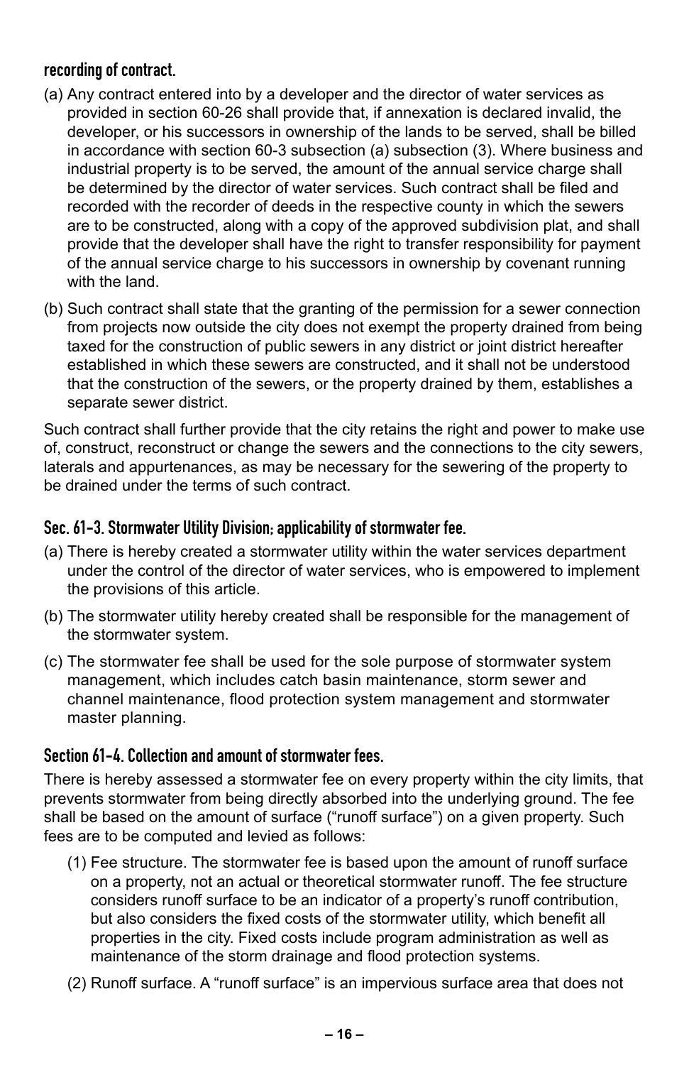### recording of contract.

(a) Any contract entered into by a developer and the director of water services as provided in section 60-26 shall provide that, if annexation is declared invalid, the developer, or his successors in ownership of the lands to be served, shall be billed in accordance with section 60-3 subsection (a) subsection (3). Where business and industrial property is to be served, the amount of the annual service charge shall be determined by the director of water services. Such contract shall be filed and recorded with the recorder of deeds in the respective county in which the sewers are to be constructed, along with a copy of the approved subdivision plat, and shall provide that the developer shall have the right to transfer responsibility for payment of the annual service charge to his successors in ownership by covenant running with the land.

(b) Such contract shall state that the granting of the permission for a sewer connection from projects now outside the city does not exempt the property drained from being taxed for the construction of public sewers in any district or joint district hereafter established in which these sewers are constructed, and it shall not be understood that the construction of the sewers, or the property drained by them, establishes a separate sewer district.

Such contract shall further provide that the city retains the right and power to make use of, construct, reconstruct or change the sewers and the connections to the city sewers, laterals and appurtenances, as may be necessary for the sewering of the property to be drained under the terms of such contract.

### Sec. 61-3. Stormwater Utility Division; applicability of stormwater fee.

(a) There is hereby created a stormwater utility within the water services department under the control of the director of water services, who is empowered to implement the provisions of this article.

(b) The stormwater utility hereby created shall be responsible for the management of the stormwater system.

(c) The stormwater fee shall be used for the sole purpose of stormwater system management, which includes catch basin maintenance, storm sewer and channel maintenance, flood protection system management and stormwater master planning.

### Section 61-4. Collection and amount of stormwater fees.

There is hereby assessed a stormwater fee on every property within the city limits, that prevents stormwater from being directly absorbed into the underlying ground. The fee shall be based on the amount of surface ("runoff surface") on a given property. Such fees are to be computed and levied as follows:

(1) Fee structure. The stormwater fee is based upon the amount of runoff surface on a property, not an actual or theoretical stormwater runoff. The fee structure considers runoff surface to be an indicator of a property's runoff contribution, but also considers the fixed costs of the stormwater utility, which benefit all properties in the city. Fixed costs include program administration as well as maintenance of the storm drainage and flood protection systems.

(2) Runoff surface. A "runoff surface" is an impervious surface area that does not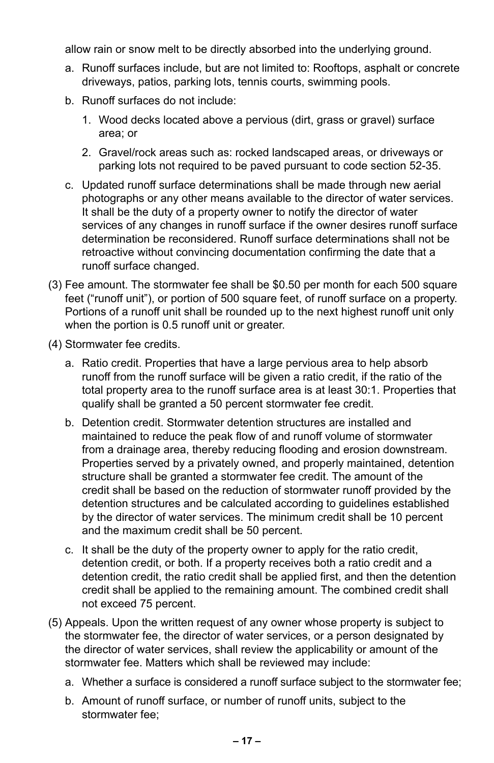allow rain or snow melt to be directly absorbed into the underlying ground.

a. Runoff surfaces include, but are not limited to: Rooftops, asphalt or concrete driveways, patios, parking lots, tennis courts, swimming pools.

b. Runoff surfaces do not include:

   1. Wood decks located above a pervious (dirt, grass or gravel) surface area; or

   2. Gravel/rock areas such as: rocked landscaped areas, or driveways or parking lots not required to be paved pursuant to code section 52-35.

c. Updated runoff surface determinations shall be made through new aerial photographs or any other means available to the director of water services. It shall be the duty of a property owner to notify the director of water services of any changes in runoff surface if the owner desires runoff surface determination be reconsidered. Runoff surface determinations shall not be retroactive without convincing documentation confirming the date that a runoff surface changed.

(3) Fee amount. The stormwater fee shall be $0.50 per month for each 500 square feet ("runoff unit"), or portion of 500 square feet, of runoff surface on a property. Portions of a runoff unit shall be rounded up to the next highest runoff unit only when the portion is 0.5 runoff unit or greater.

(4) Stormwater fee credits.

a. Ratio credit. Properties that have a large pervious area to help absorb runoff from the runoff surface will be given a ratio credit, if the ratio of the total property area to the runoff surface area is at least 30:1. Properties that qualify shall be granted a 50 percent stormwater fee credit.

b. Detention credit. Stormwater detention structures are installed and maintained to reduce the peak flow of and runoff volume of stormwater from a drainage area, thereby reducing flooding and erosion downstream. Properties served by a privately owned, and properly maintained, detention structure shall be granted a stormwater fee credit. The amount of the credit shall be based on the reduction of stormwater runoff provided by the detention structures and be calculated according to guidelines established by the director of water services. The minimum credit shall be 10 percent and the maximum credit shall be 50 percent.

c. It shall be the duty of the property owner to apply for the ratio credit, detention credit, or both. If a property receives both a ratio credit and a detention credit, the ratio credit shall be applied first, and then the detention credit shall be applied to the remaining amount. The combined credit shall not exceed 75 percent.

(5) Appeals. Upon the written request of any owner whose property is subject to the stormwater fee, the director of water services, or a person designated by the director of water services, shall review the applicability or amount of the stormwater fee. Matters which shall be reviewed may include:

a. Whether a surface is considered a runoff surface subject to the stormwater fee;

b. Amount of runoff surface, or number of runoff units, subject to the stormwater fee;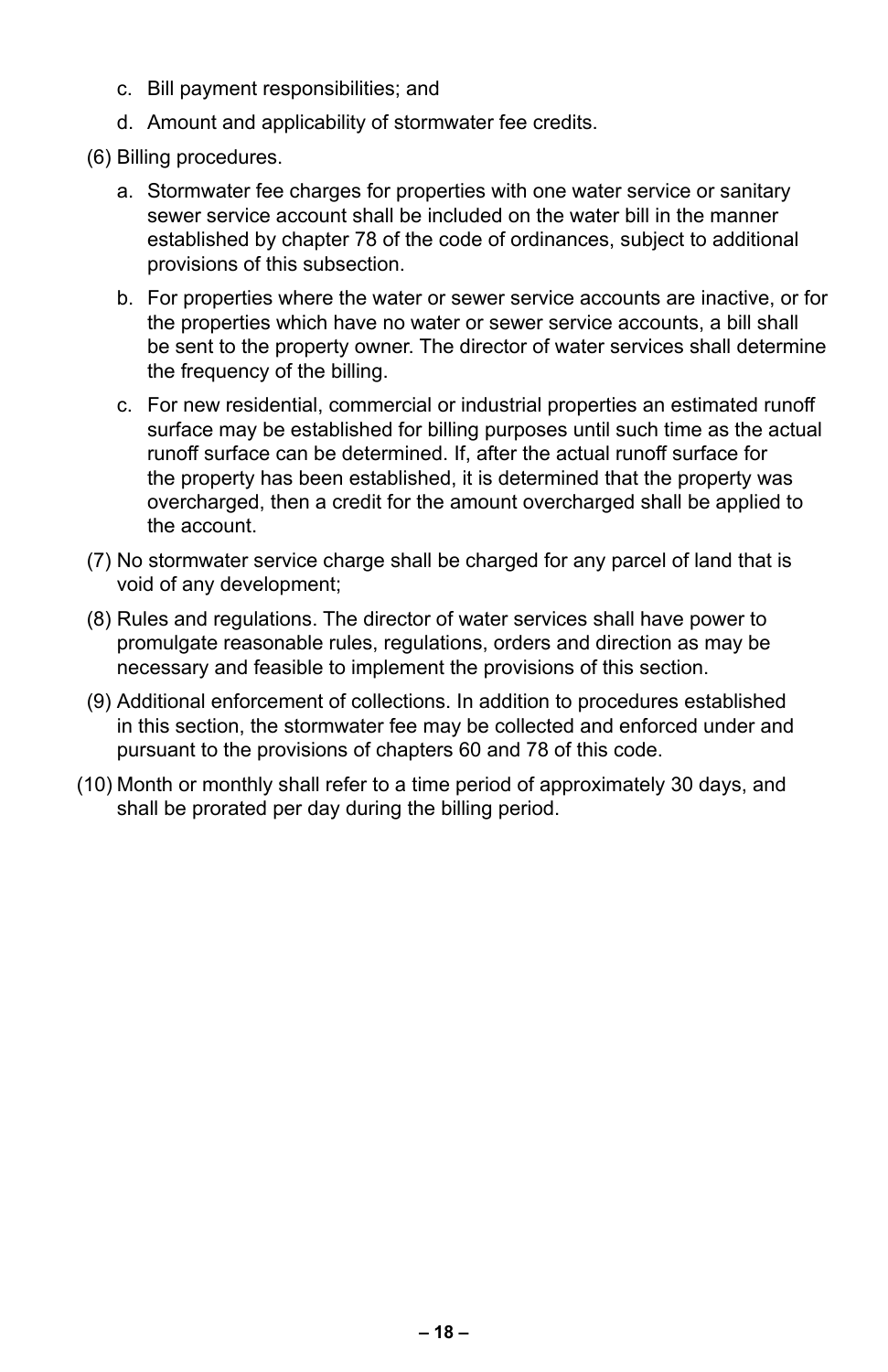c. Bill payment responsibilities; and

d. Amount and applicability of stormwater fee credits.

(6) Billing procedures.

a. Stormwater fee charges for properties with one water service or sanitary sewer service account shall be included on the water bill in the manner established by chapter 78 of the code of ordinances, subject to additional provisions of this subsection.

b. For properties where the water or sewer service accounts are inactive, or for the properties which have no water or sewer service accounts, a bill shall be sent to the property owner. The director of water services shall determine the frequency of the billing.

c. For new residential, commercial or industrial properties an estimated runoff surface may be established for billing purposes until such time as the actual runoff surface can be determined. If, after the actual runoff surface for the property has been established, it is determined that the property was overcharged, then a credit for the amount overcharged shall be applied to the account.

(7) No stormwater service charge shall be charged for any parcel of land that is void of any development;

(8) Rules and regulations. The director of water services shall have power to promulgate reasonable rules, regulations, orders and direction as may be necessary and feasible to implement the provisions of this section.

(9) Additional enforcement of collections. In addition to procedures established in this section, the stormwater fee may be collected and enforced under and pursuant to the provisions of chapters 60 and 78 of this code.

(10) Month or monthly shall refer to a time period of approximately 30 days, and shall be prorated per day during the billing period.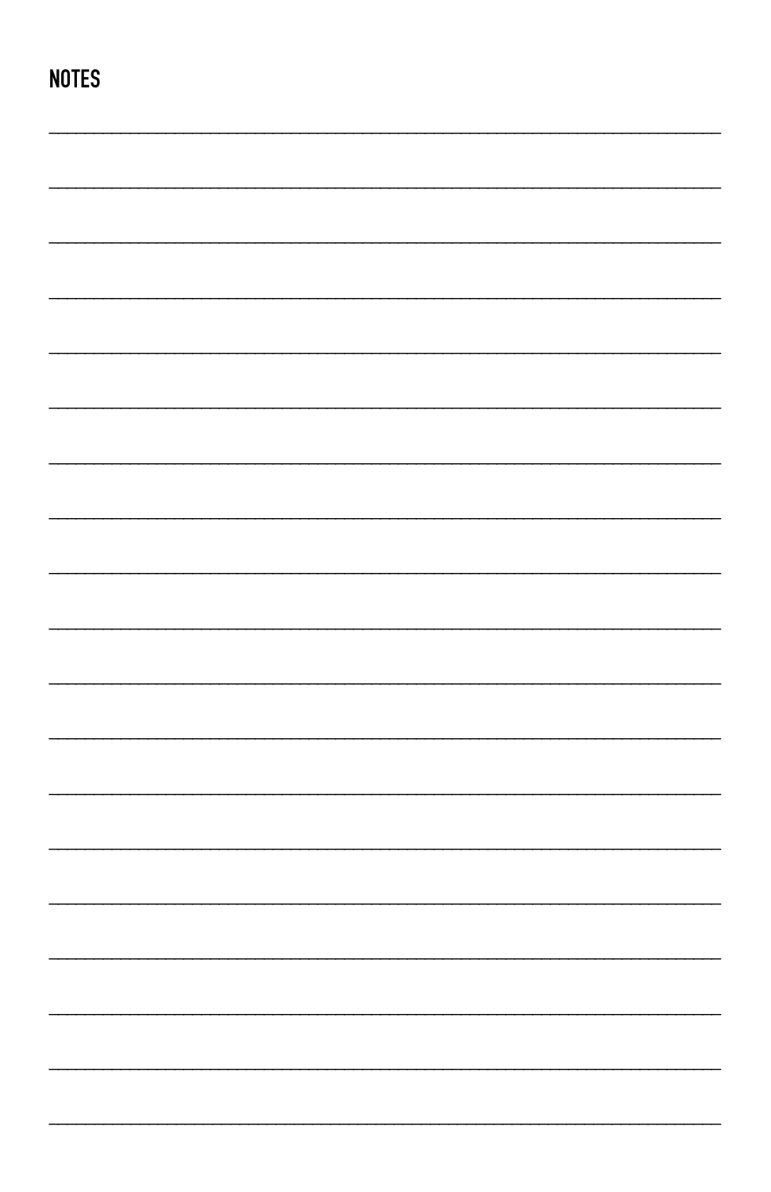## NOTES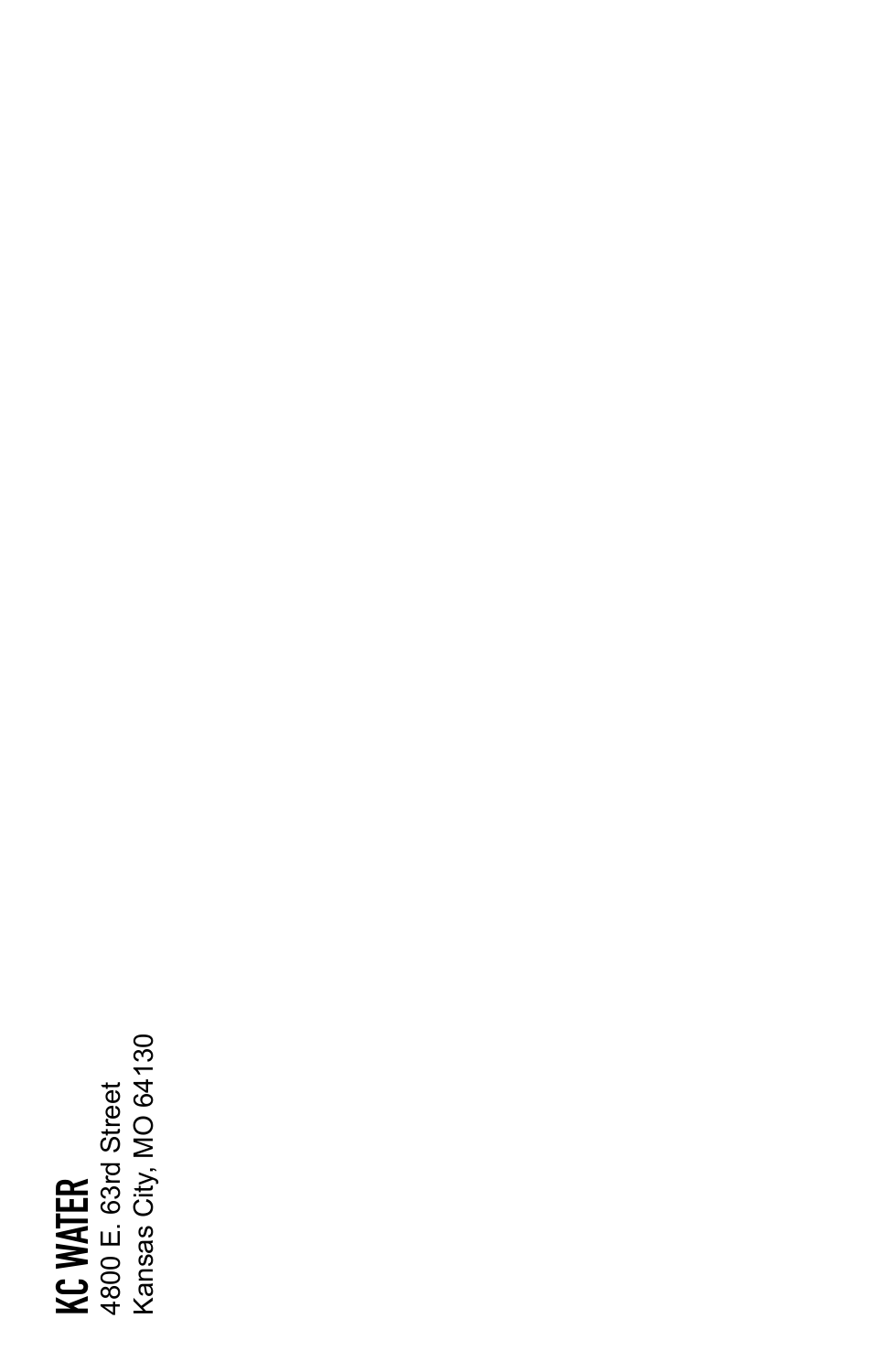**KC WATER**
4800 E. 63rd Street
Kansas City, MO 64130